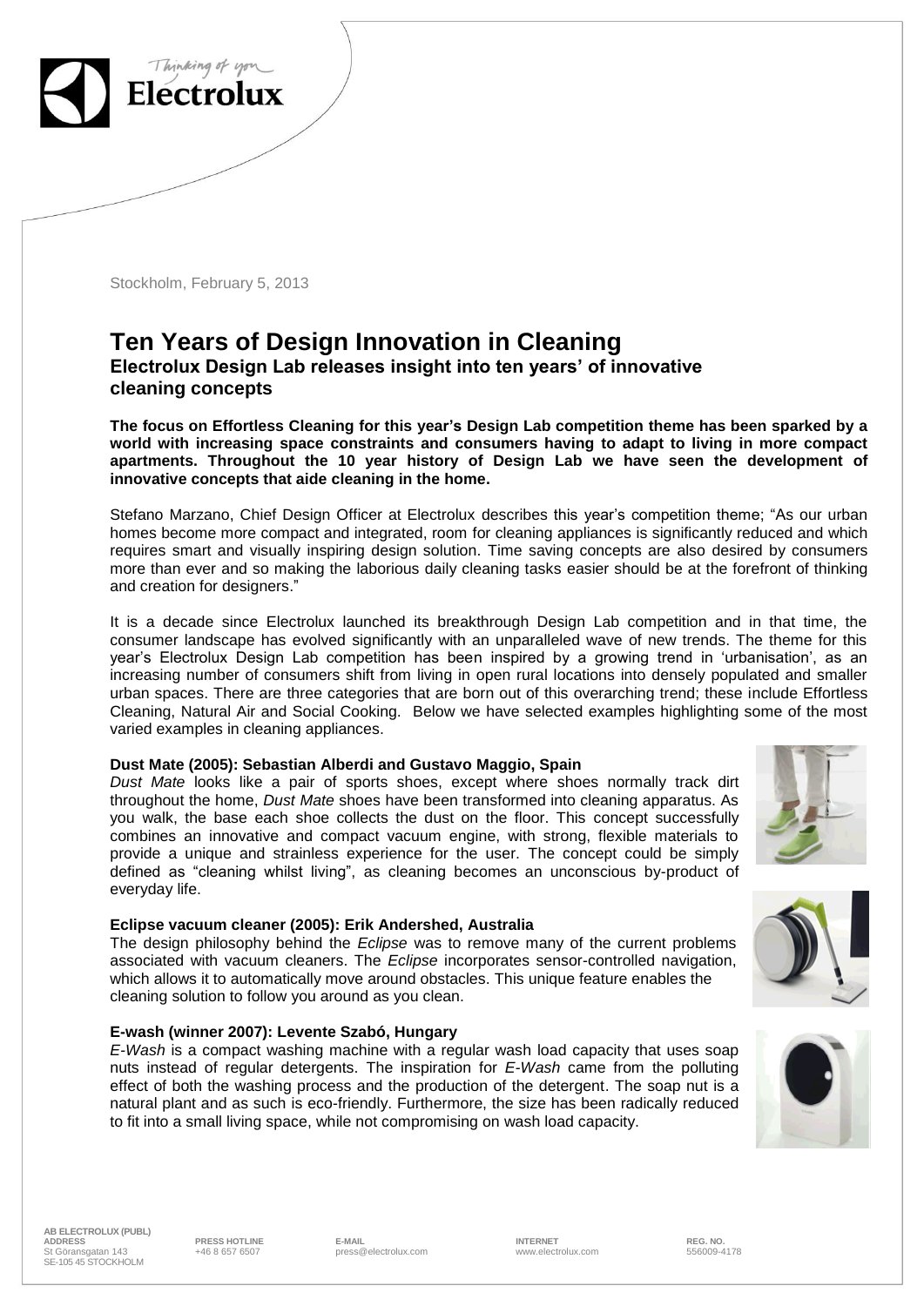Stockholm, February 5, 2013

# Ten Years of Design Innovation in Cleaning

## Electrolux Design Lab releases insight into ten years' of innovative cleaning concepts

**The focus on Effortless Cleaning for this year's Design Lab competition theme has been sparked by a world with increasing space constraints and consumers having to adapt to living in more compact apartments. Throughout the 10 year history of Design Lab we have seen the development of innovative concepts that aide cleaning in the home.**

Stefano Marzano, Chief Design Officer at Electrolux describes this year's competition theme; "As our urban homes become more compact and integrated, room for cleaning appliances is significantly reduced and which requires smart and visually inspiring design solution. Time saving concepts are also desired by consumers more than ever and so making the laborious daily cleaning tasks easier should be at the forefront of thinking and creation for designers."

It is a decade since Electrolux launched its breakthrough Design Lab competition and in that time, the consumer landscape has evolved significantly with an unparalleled wave of new trends. The theme for this year's Electrolux Design Lab competition has been inspired by a growing trend in 'urbanisation', as an increasing number of consumers shift from living in open rural locations into densely populated and smaller urban spaces. There are three categories that are born out of this overarching trend; these include Effortless Cleaning, Natural Air and Social Cooking. Below we have selected examples highlighting some of the most varied examples in cleaning appliances.

**Dust Mate (2005): Sebastian Alberdi and Gustavo Maggio, Spain**

*Dust Mate* looks like a pair of sports shoes, except where shoes normally track dirt throughout the home, *Dust Mate* shoes have been transformed into cleaning apparatus. As you walk, the base each shoe collects the dust on the floor. This concept successfully combines an innovative and compact vacuum engine, with strong, flexible materials to provide a unique and strainless experience for the user. The concept could be simply defined as "cleaning whilst living", as cleaning becomes an unconscious by-product of everyday life.

**Eclipse vacuum cleaner (2005): Erik Andershed, Australia**

The design philosophy behind the *Eclipse* was to remove many of the current problems associated with vacuum cleaners. The *Eclipse* incorporates sensor-controlled navigation, which allows it to automatically move around obstacles. This unique feature enables the cleaning solution to follow you around as you clean.

**E-wash (winner 2007): Levente Szabó, Hungary**

*E-Wash* is a compact washing machine with a regular wash load capacity that uses soap nuts instead of regular detergents. The inspiration for *E-Wash* came from the polluting effect of both the washing process and the production of the detergent. The soap nut is a natural plant and as such is eco-friendly. Furthermore, the size has been radically reduced to fit into a small living space, while not compromising on wash load capacity.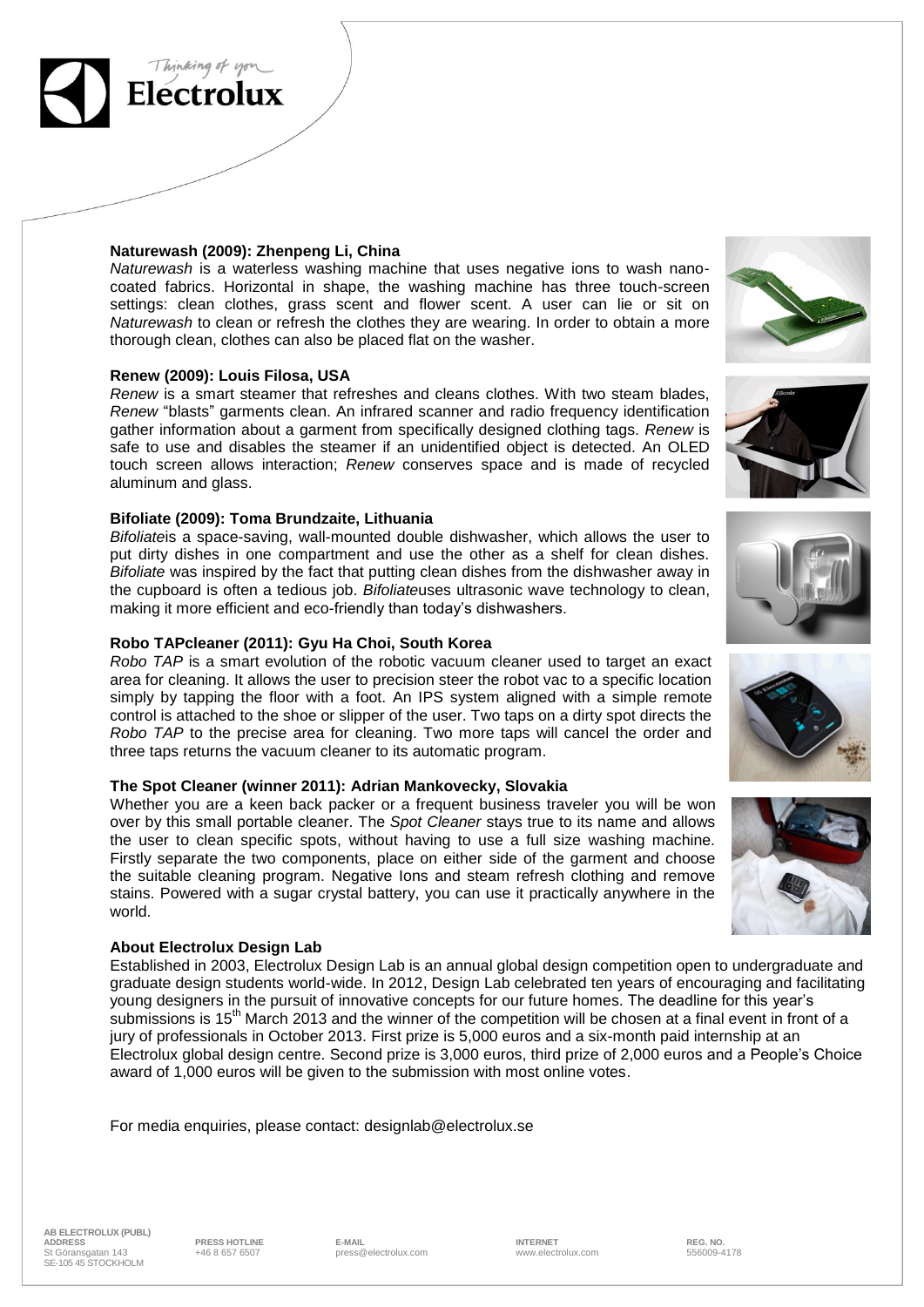**Naturewash (2009): Zhenpeng Li, China**

*Naturewash* is a waterless washing machine that uses negative ions to wash nano-coated fabrics. Horizontal in shape, the washing machine has three touch-screen settings: clean clothes, grass scent and flower scent. A user can lie or sit on *Naturewash* to clean or refresh the clothes they are wearing. In order to obtain a more thorough clean, clothes can also be placed flat on the washer.

**Renew (2009): Louis Filosa, USA**

*Renew* is a smart steamer that refreshes and cleans clothes. With two steam blades, *Renew* "blasts" garments clean. An infrared scanner and radio frequency identification gather information about a garment from specifically designed clothing tags. *Renew* is safe to use and disables the steamer if an unidentified object is detected. An OLED touch screen allows interaction; *Renew* conserves space and is made of recycled aluminum and glass.

**Bifoliate (2009): Toma Brundzaite, Lithuania**

*Bifoliate*is a space-saving, wall-mounted double dishwasher, which allows the user to put dirty dishes in one compartment and use the other as a shelf for clean dishes. *Bifoliate* was inspired by the fact that putting clean dishes from the dishwasher away in the cupboard is often a tedious job. *Bifoliate*uses ultrasonic wave technology to clean, making it more efficient and eco-friendly than today's dishwashers.

**Robo TAPcleaner (2011): Gyu Ha Choi, South Korea**

*Robo TAP* is a smart evolution of the robotic vacuum cleaner used to target an exact area for cleaning. It allows the user to precision steer the robot vac to a specific location simply by tapping the floor with a foot. An IPS system aligned with a simple remote control is attached to the shoe or slipper of the user. Two taps on a dirty spot directs the *Robo TAP* to the precise area for cleaning. Two more taps will cancel the order and three taps returns the vacuum cleaner to its automatic program.

**The Spot Cleaner (winner 2011): Adrian Mankovecky, Slovakia**

Whether you are a keen back packer or a frequent business traveler you will be won over by this small portable cleaner. The *Spot Cleaner* stays true to its name and allows the user to clean specific spots, without having to use a full size washing machine. Firstly separate the two components, place on either side of the garment and choose the suitable cleaning program. Negative Ions and steam refresh clothing and remove stains. Powered with a sugar crystal battery, you can use it practically anywhere in the world.

**About Electrolux Design Lab**

Established in 2003, Electrolux Design Lab is an annual global design competition open to undergraduate and graduate design students world-wide. In 2012, Design Lab celebrated ten years of encouraging and facilitating young designers in the pursuit of innovative concepts for our future homes. The deadline for this year's submissions is 15th March 2013 and the winner of the competition will be chosen at a final event in front of a jury of professionals in October 2013. First prize is 5,000 euros and a six-month paid internship at an Electrolux global design centre. Second prize is 3,000 euros, third prize of 2,000 euros and a People's Choice award of 1,000 euros will be given to the submission with most online votes.

For media enquiries, please contact: designlab@electrolux.se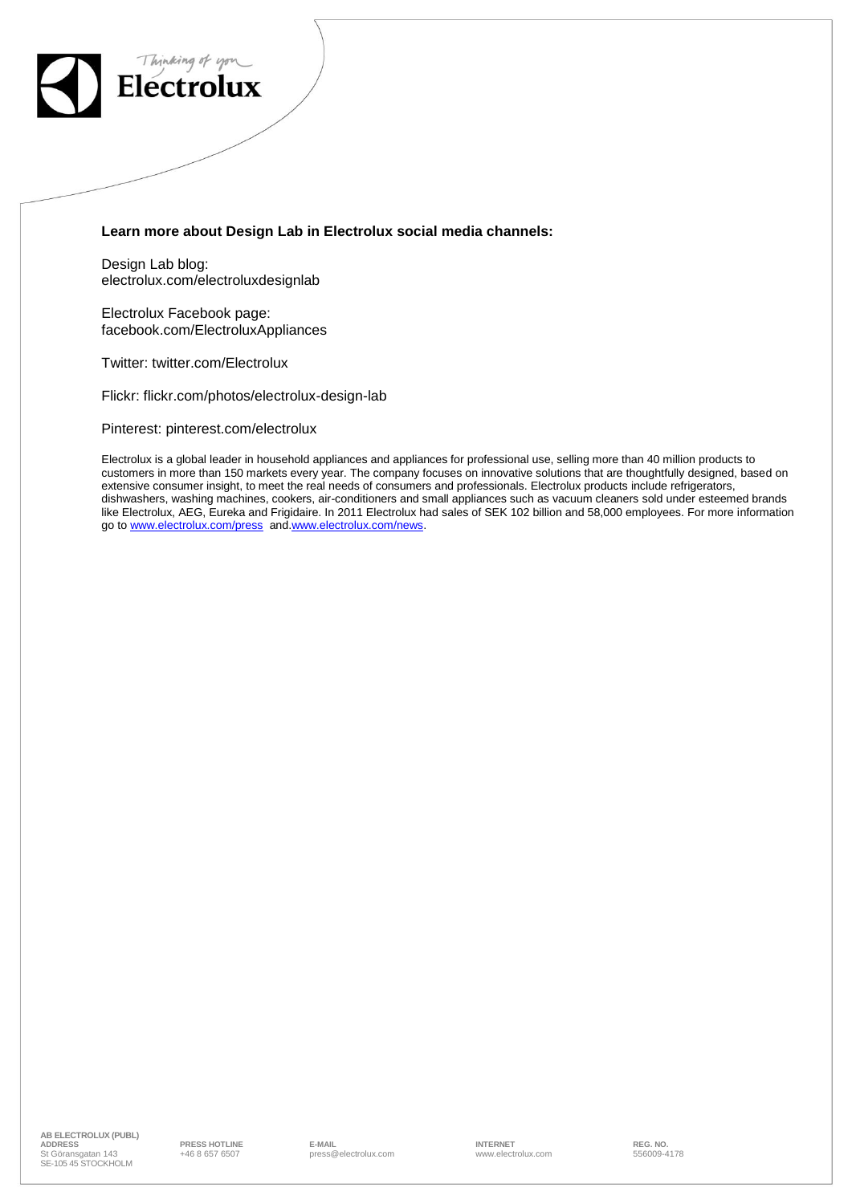**Learn more about Design Lab in Electrolux social media channels:**

Design Lab blog:
electrolux.com/electroluxdesignlab

Electrolux Facebook page:
facebook.com/ElectroluxAppliances

Twitter: twitter.com/Electrolux

Flickr: flickr.com/photos/electrolux-design-lab

Pinterest: pinterest.com/electrolux

Electrolux is a global leader in household appliances and appliances for professional use, selling more than 40 million products to customers in more than 150 markets every year. The company focuses on innovative solutions that are thoughtfully designed, based on extensive consumer insight, to meet the real needs of consumers and professionals. Electrolux products include refrigerators, dishwashers, washing machines, cookers, air-conditioners and small appliances such as vacuum cleaners sold under esteemed brands like Electrolux, AEG, Eureka and Frigidaire. In 2011 Electrolux had sales of SEK 102 billion and 58,000 employees. For more information go to www.electrolux.com/press and.www.electrolux.com/news.